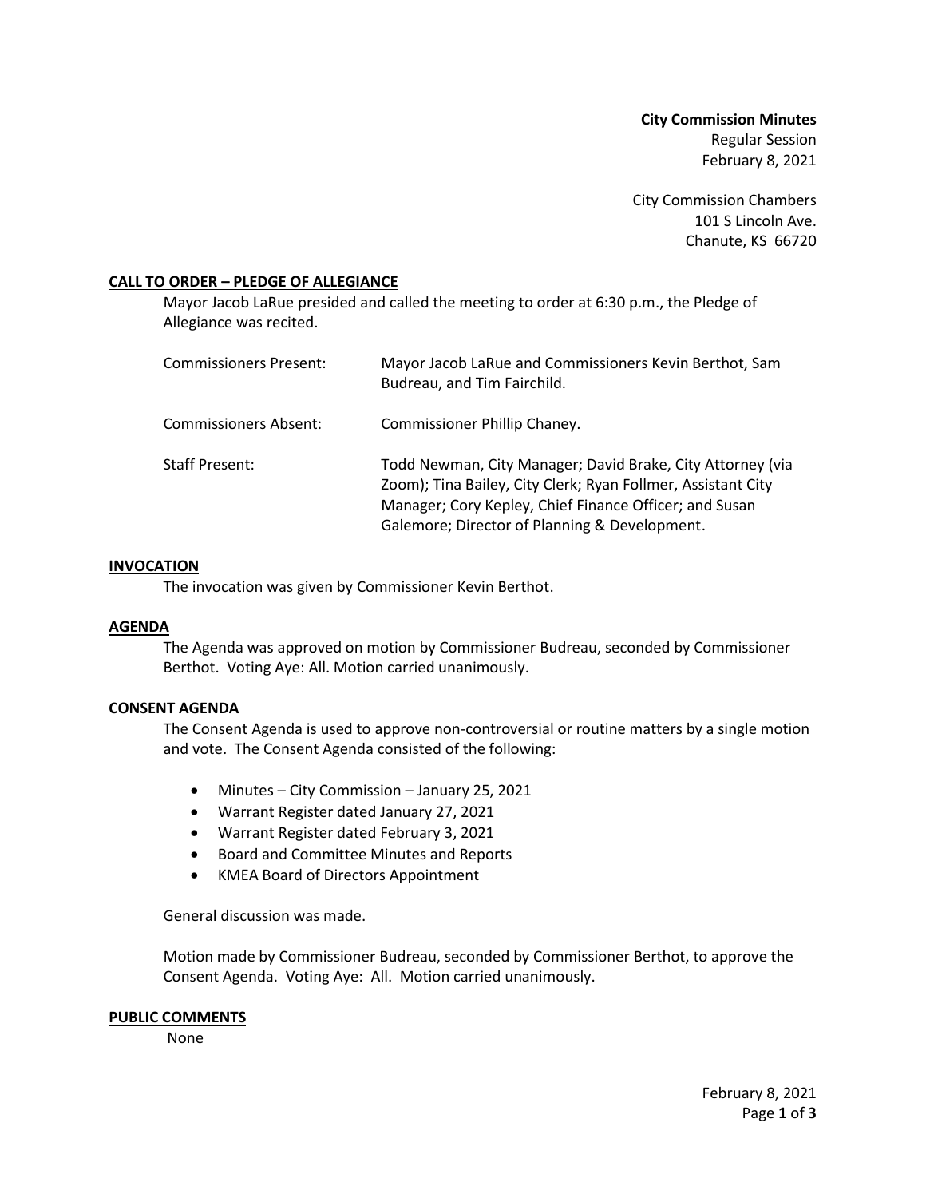**City Commission Minutes**
Regular Session
February 8, 2021

City Commission Chambers
101 S Lincoln Ave.
Chanute, KS 66720

## CALL TO ORDER – PLEDGE OF ALLEGIANCE

Mayor Jacob LaRue presided and called the meeting to order at 6:30 p.m., the Pledge of Allegiance was recited.

| | |
|---|---|
| Commissioners Present: | Mayor Jacob LaRue and Commissioners Kevin Berthot, Sam Budreau, and Tim Fairchild. |
| Commissioners Absent: | Commissioner Phillip Chaney. |
| Staff Present: | Todd Newman, City Manager; David Brake, City Attorney (via Zoom); Tina Bailey, City Clerk; Ryan Follmer, Assistant City Manager; Cory Kepley, Chief Finance Officer; and Susan Galemore; Director of Planning & Development. |

## INVOCATION

The invocation was given by Commissioner Kevin Berthot.

## AGENDA

The Agenda was approved on motion by Commissioner Budreau, seconded by Commissioner Berthot. Voting Aye: All. Motion carried unanimously.

## CONSENT AGENDA

The Consent Agenda is used to approve non-controversial or routine matters by a single motion and vote. The Consent Agenda consisted of the following:

- Minutes – City Commission – January 25, 2021
- Warrant Register dated January 27, 2021
- Warrant Register dated February 3, 2021
- Board and Committee Minutes and Reports
- KMEA Board of Directors Appointment

General discussion was made.

Motion made by Commissioner Budreau, seconded by Commissioner Berthot, to approve the Consent Agenda. Voting Aye: All. Motion carried unanimously.

## PUBLIC COMMENTS

None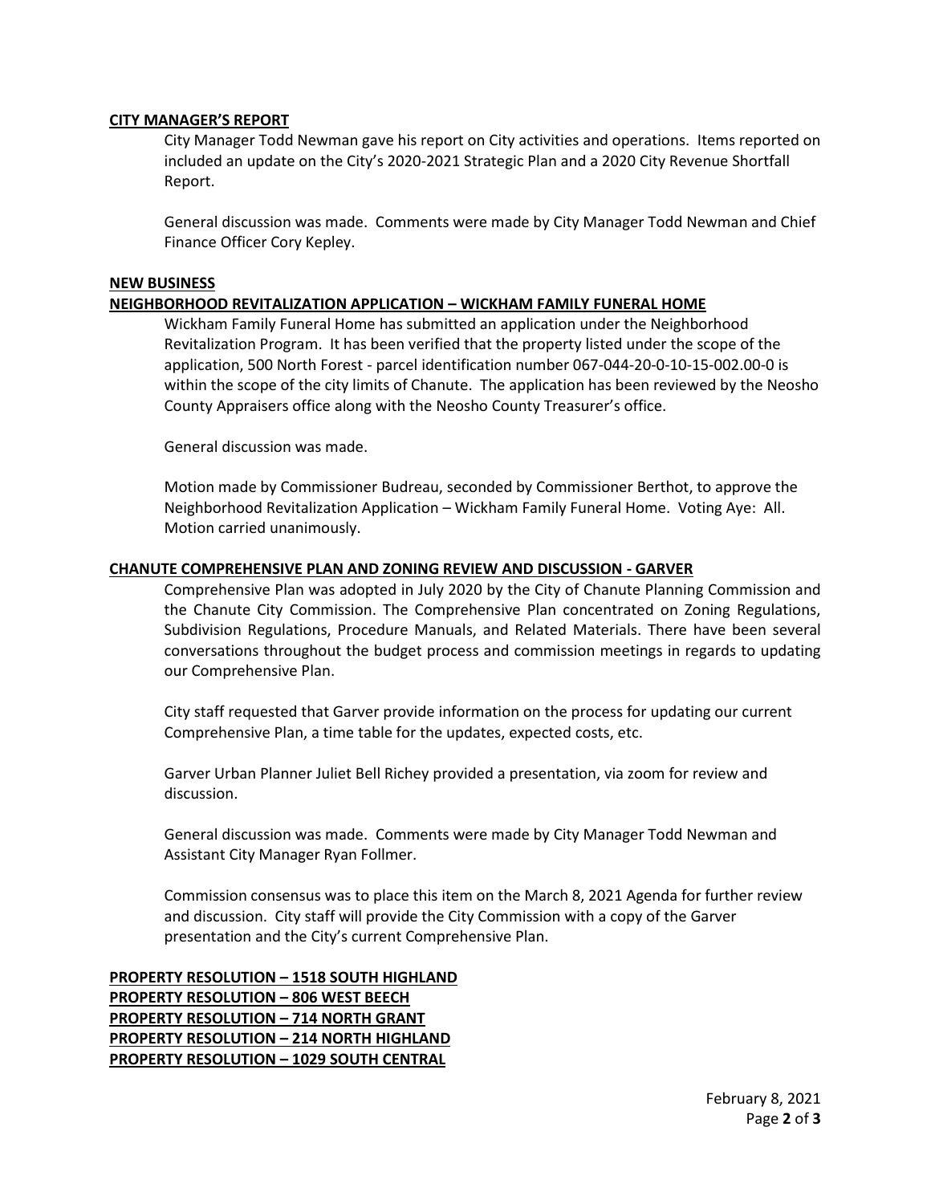**CITY MANAGER'S REPORT**

City Manager Todd Newman gave his report on City activities and operations. Items reported on included an update on the City's 2020-2021 Strategic Plan and a 2020 City Revenue Shortfall Report.

General discussion was made. Comments were made by City Manager Todd Newman and Chief Finance Officer Cory Kepley.

**NEW BUSINESS**

**NEIGHBORHOOD REVITALIZATION APPLICATION – WICKHAM FAMILY FUNERAL HOME**

Wickham Family Funeral Home has submitted an application under the Neighborhood Revitalization Program. It has been verified that the property listed under the scope of the application, 500 North Forest - parcel identification number 067-044-20-0-10-15-002.00-0 is within the scope of the city limits of Chanute. The application has been reviewed by the Neosho County Appraisers office along with the Neosho County Treasurer's office.

General discussion was made.

Motion made by Commissioner Budreau, seconded by Commissioner Berthot, to approve the Neighborhood Revitalization Application – Wickham Family Funeral Home. Voting Aye: All. Motion carried unanimously.

**CHANUTE COMPREHENSIVE PLAN AND ZONING REVIEW AND DISCUSSION - GARVER**

Comprehensive Plan was adopted in July 2020 by the City of Chanute Planning Commission and the Chanute City Commission. The Comprehensive Plan concentrated on Zoning Regulations, Subdivision Regulations, Procedure Manuals, and Related Materials. There have been several conversations throughout the budget process and commission meetings in regards to updating our Comprehensive Plan.

City staff requested that Garver provide information on the process for updating our current Comprehensive Plan, a time table for the updates, expected costs, etc.

Garver Urban Planner Juliet Bell Richey provided a presentation, via zoom for review and discussion.

General discussion was made. Comments were made by City Manager Todd Newman and Assistant City Manager Ryan Follmer.

Commission consensus was to place this item on the March 8, 2021 Agenda for further review and discussion. City staff will provide the City Commission with a copy of the Garver presentation and the City's current Comprehensive Plan.

**PROPERTY RESOLUTION – 1518 SOUTH HIGHLAND**
**PROPERTY RESOLUTION – 806 WEST BEECH**
**PROPERTY RESOLUTION – 714 NORTH GRANT**
**PROPERTY RESOLUTION – 214 NORTH HIGHLAND**
**PROPERTY RESOLUTION – 1029 SOUTH CENTRAL**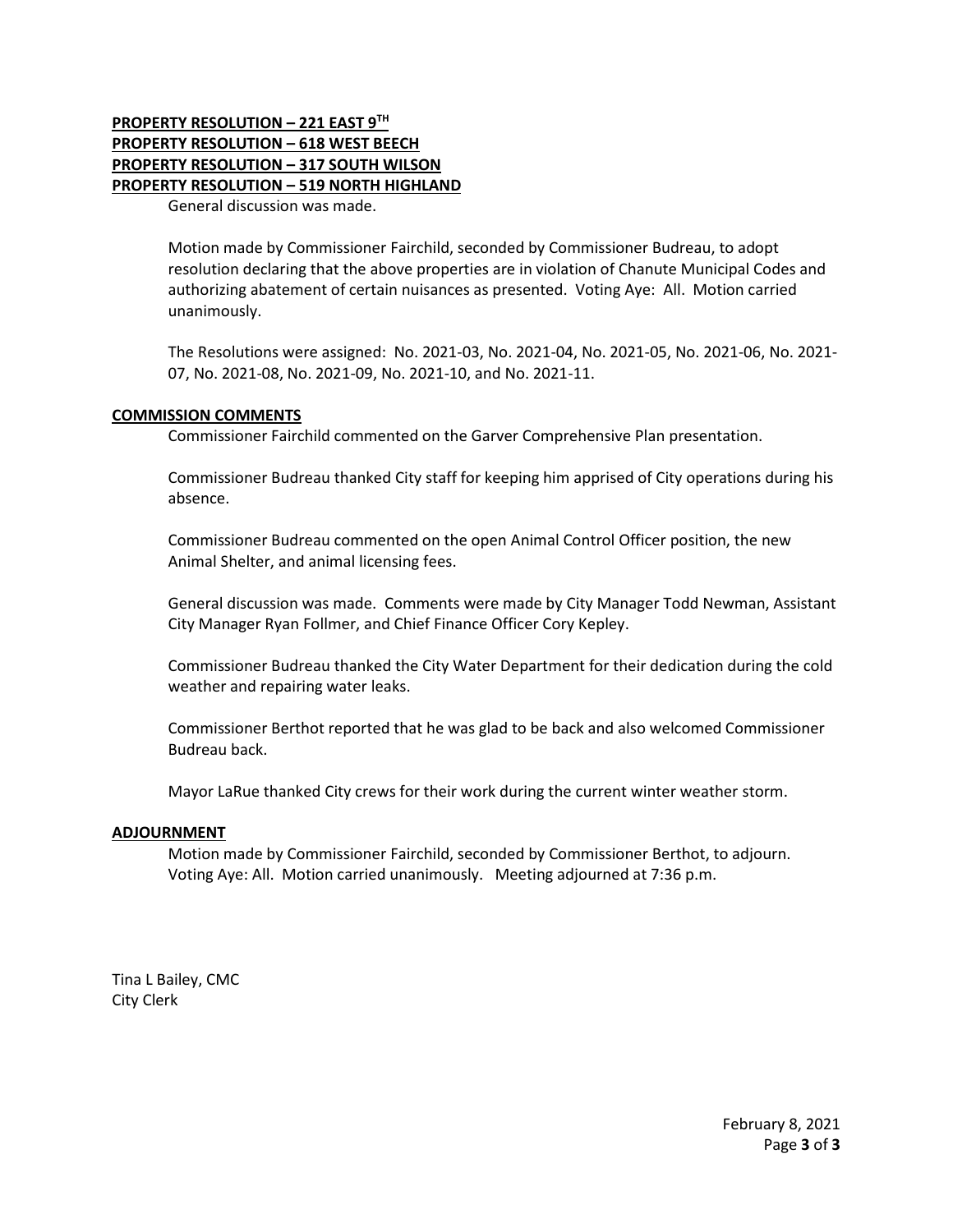**PROPERTY RESOLUTION – 221 EAST 9TH**
**PROPERTY RESOLUTION – 618 WEST BEECH**
**PROPERTY RESOLUTION – 317 SOUTH WILSON**
**PROPERTY RESOLUTION – 519 NORTH HIGHLAND**

General discussion was made.

Motion made by Commissioner Fairchild, seconded by Commissioner Budreau, to adopt resolution declaring that the above properties are in violation of Chanute Municipal Codes and authorizing abatement of certain nuisances as presented. Voting Aye: All. Motion carried unanimously.

The Resolutions were assigned: No. 2021-03, No. 2021-04, No. 2021-05, No. 2021-06, No. 2021-07, No. 2021-08, No. 2021-09, No. 2021-10, and No. 2021-11.

**COMMISSION COMMENTS**

Commissioner Fairchild commented on the Garver Comprehensive Plan presentation.

Commissioner Budreau thanked City staff for keeping him apprised of City operations during his absence.

Commissioner Budreau commented on the open Animal Control Officer position, the new Animal Shelter, and animal licensing fees.

General discussion was made. Comments were made by City Manager Todd Newman, Assistant City Manager Ryan Follmer, and Chief Finance Officer Cory Kepley.

Commissioner Budreau thanked the City Water Department for their dedication during the cold weather and repairing water leaks.

Commissioner Berthot reported that he was glad to be back and also welcomed Commissioner Budreau back.

Mayor LaRue thanked City crews for their work during the current winter weather storm.

**ADJOURNMENT**

Motion made by Commissioner Fairchild, seconded by Commissioner Berthot, to adjourn. Voting Aye: All. Motion carried unanimously. Meeting adjourned at 7:36 p.m.

Tina L Bailey, CMC
City Clerk

February 8, 2021